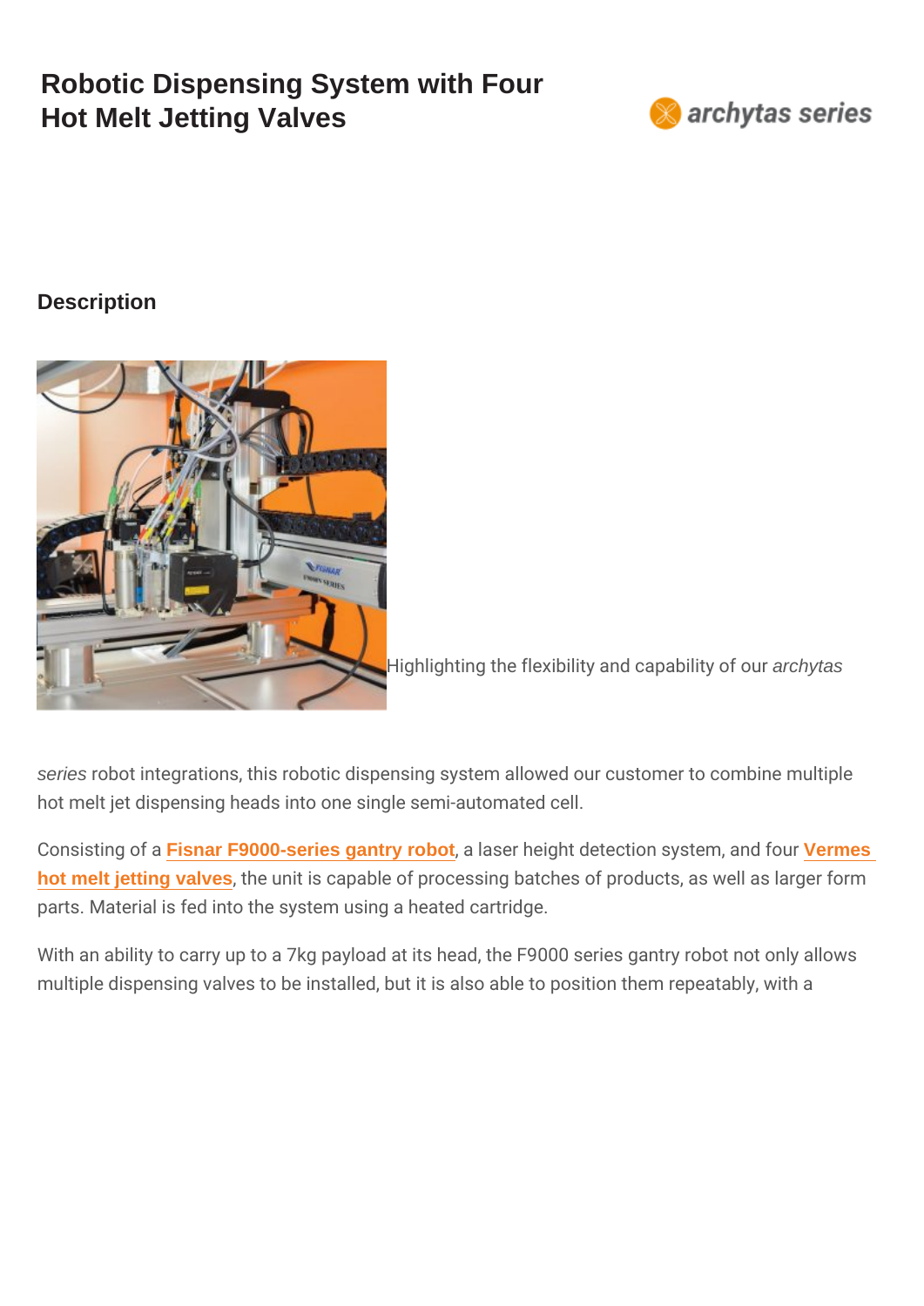# Robotic Dispensing System with Four Hot Melt Jetting Valves

archytas series

## Description

Highlighting the flexibility and capability of our *archytas series* robot integrations, this robotic dispensing system allowed our customer to combine multiple hot melt jet dispensing heads into one single semi-automated cell.

Consisting of a **Fisnar F9000-series gantry robot**, a laser height detection system, and four **Vermes hot melt jetting valves**, the unit is capable of processing batches of products, as well as larger form parts. Material is fed into the system using a heated cartridge.

With an ability to carry up to a 7kg payload at its head, the F9000 series gantry robot not only allows multiple dispensing valves to be installed, but it is also able to position them repeatably, with a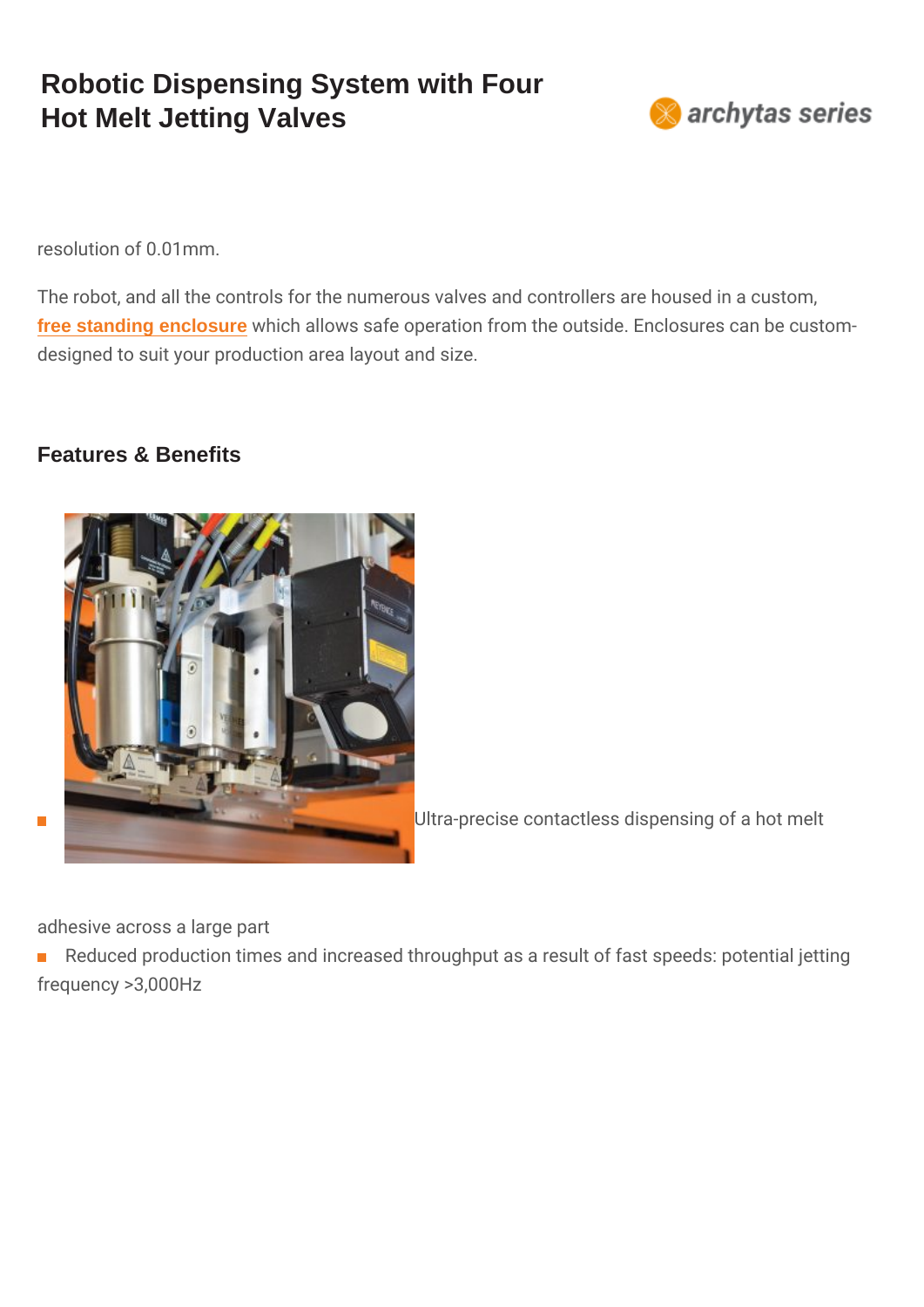resolution of 0.01mm.

The robot, and all the controls for the numerous valves and controllers are housed in a custom, free standing enclosure which allows safe operation from the outside. Enclosures can be custom-designed to suit your production area layout and size.

## Features & Benefits

- Ultra-precise contactless dispensing of a hot melt adhesive across a large part
- Reduced production times and increased throughput as a result of fast speeds: potential jetting frequency >3,000Hz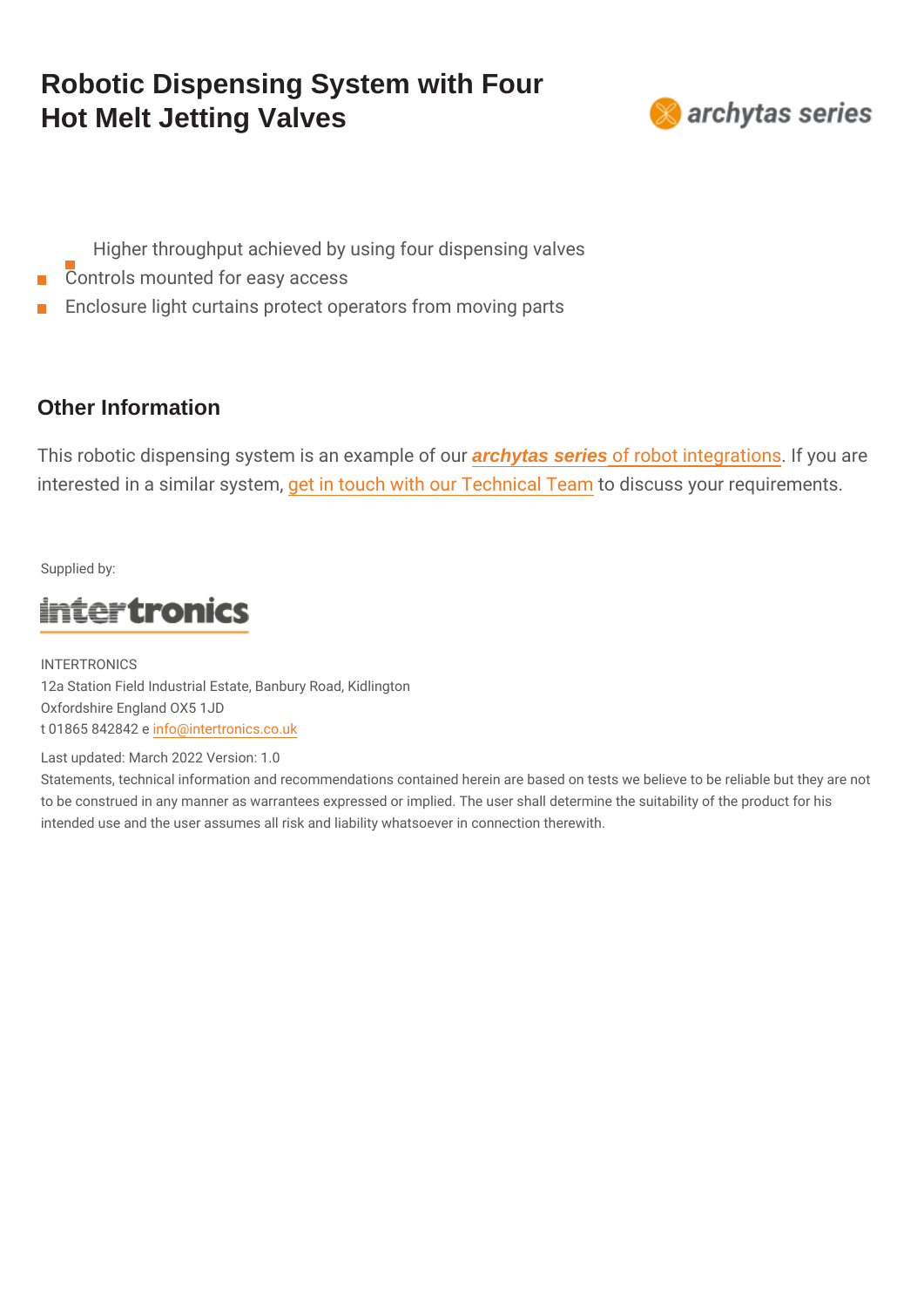# Robotic Dispensing System with Four Hot Melt Jetting Valves

archytas series

- Higher throughput achieved by using four dispensing valves
- Controls mounted for easy access
- Enclosure light curtains protect operators from moving parts

## Other Information

This robotic dispensing system is an example of our ***archytas series*** of robot integrations. If you are interested in a similar system, get in touch with our Technical Team to discuss your requirements.

Supplied by:

intertronics

INTERTRONICS
12a Station Field Industrial Estate, Banbury Road, Kidlington
Oxfordshire England OX5 1JD
t 01865 842842 e info@intertronics.co.uk

Last updated: March 2022 Version: 1.0
Statements, technical information and recommendations contained herein are based on tests we believe to be reliable but they are not to be construed in any manner as warrantees expressed or implied. The user shall determine the suitability of the product for his intended use and the user assumes all risk and liability whatsoever in connection therewith.